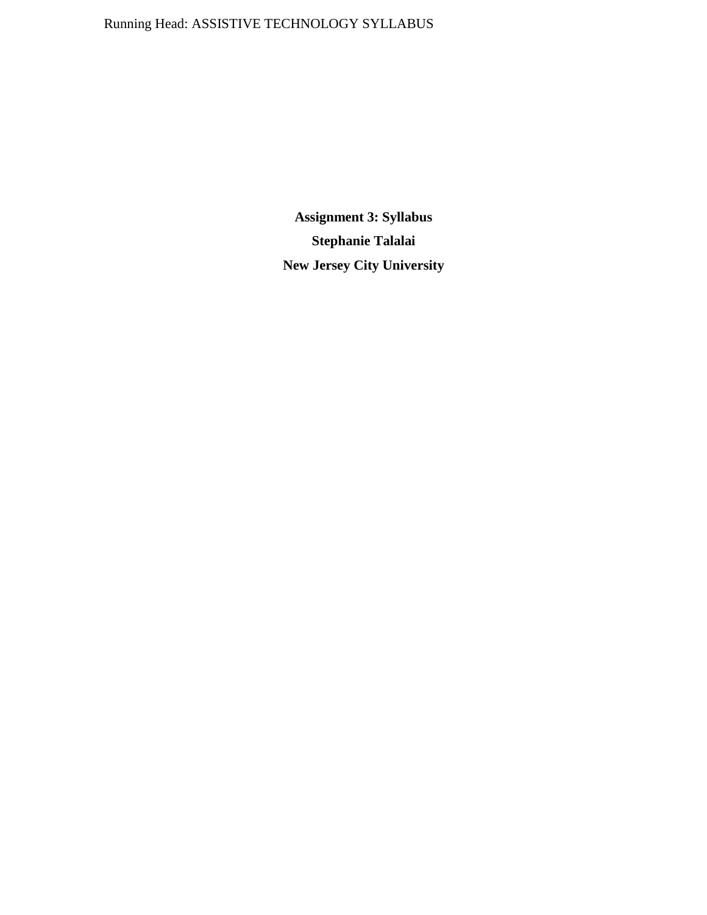**Assignment 3: Syllabus**

**Stephanie Talalai**

**New Jersey City University**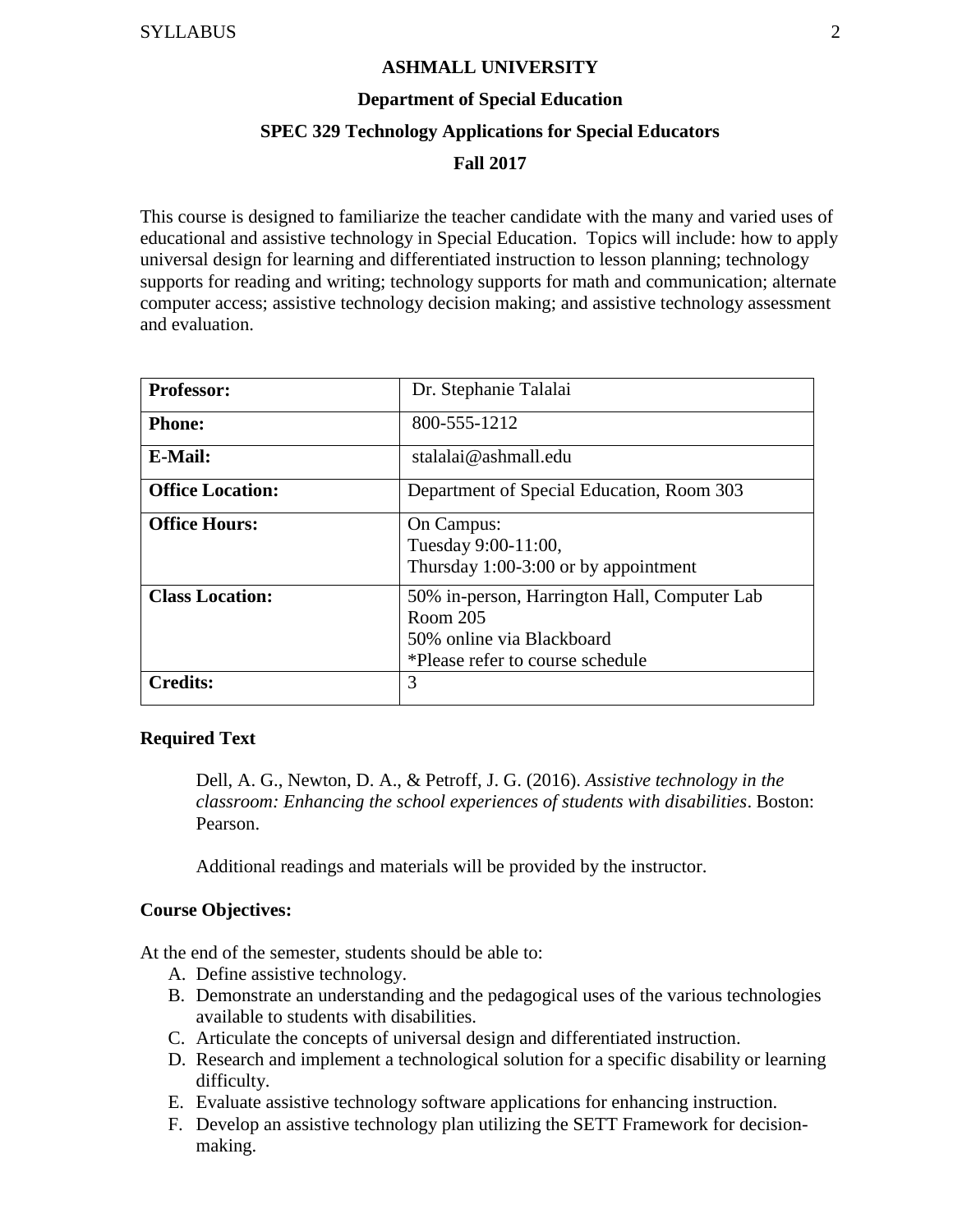**ASHMALL UNIVERSITY**

**Department of Special Education**

**SPEC 329 Technology Applications for Special Educators**

**Fall 2017**

This course is designed to familiarize the teacher candidate with the many and varied uses of educational and assistive technology in Special Education. Topics will include: how to apply universal design for learning and differentiated instruction to lesson planning; technology supports for reading and writing; technology supports for math and communication; alternate computer access; assistive technology decision making; and assistive technology assessment and evaluation.

| | |
|---|---|
| **Professor:** | Dr. Stephanie Talalai |
| **Phone:** | 800-555-1212 |
| **E-Mail:** | stalalai@ashmall.edu |
| **Office Location:** | Department of Special Education, Room 303 |
| **Office Hours:** | On Campus:<br>Tuesday 9:00-11:00,<br>Thursday 1:00-3:00 or by appointment |
| **Class Location:** | 50% in-person, Harrington Hall, Computer Lab Room 205<br>50% online via Blackboard<br>*Please refer to course schedule |
| **Credits:** | 3 |

**Required Text**

> Dell, A. G., Newton, D. A., & Petroff, J. G. (2016). *Assistive technology in the classroom: Enhancing the school experiences of students with disabilities*. Boston: Pearson.
>
> Additional readings and materials will be provided by the instructor.

**Course Objectives:**

At the end of the semester, students should be able to:

A. Define assistive technology.
B. Demonstrate an understanding and the pedagogical uses of the various technologies available to students with disabilities.
C. Articulate the concepts of universal design and differentiated instruction.
D. Research and implement a technological solution for a specific disability or learning difficulty.
E. Evaluate assistive technology software applications for enhancing instruction.
F. Develop an assistive technology plan utilizing the SETT Framework for decision-making.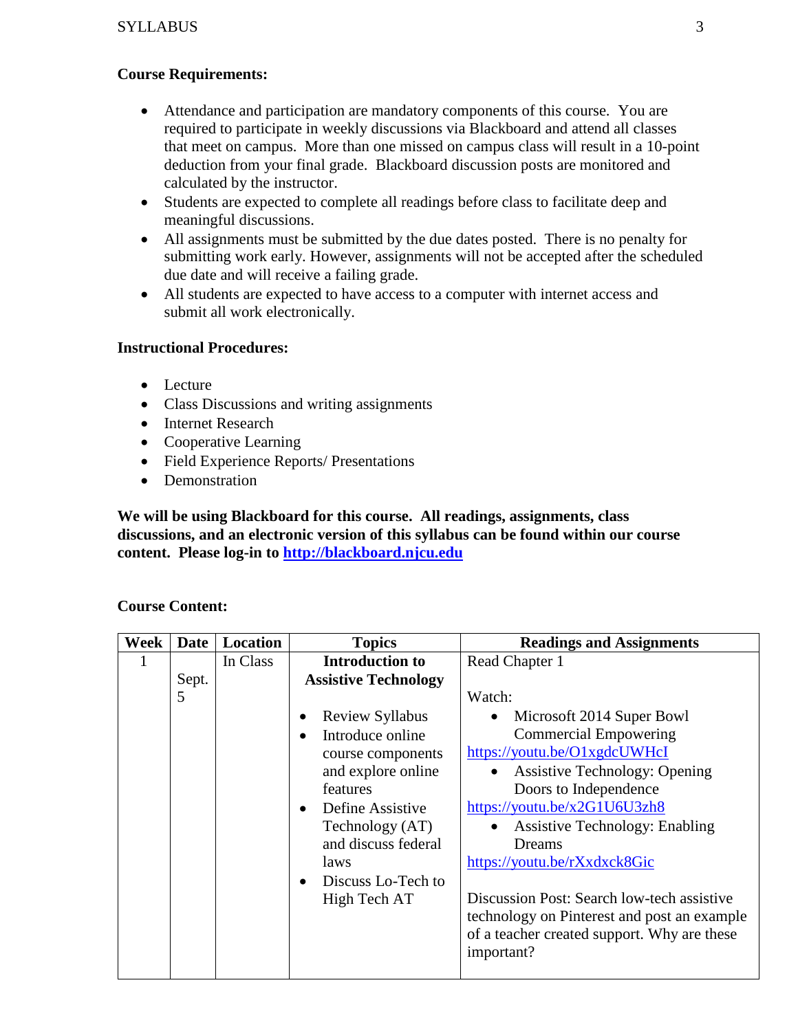**Course Requirements:**

- Attendance and participation are mandatory components of this course. You are required to participate in weekly discussions via Blackboard and attend all classes that meet on campus. More than one missed on campus class will result in a 10-point deduction from your final grade. Blackboard discussion posts are monitored and calculated by the instructor.
- Students are expected to complete all readings before class to facilitate deep and meaningful discussions.
- All assignments must be submitted by the due dates posted. There is no penalty for submitting work early. However, assignments will not be accepted after the scheduled due date and will receive a failing grade.
- All students are expected to have access to a computer with internet access and submit all work electronically.

**Instructional Procedures:**

- Lecture
- Class Discussions and writing assignments
- Internet Research
- Cooperative Learning
- Field Experience Reports/ Presentations
- Demonstration

**We will be using Blackboard for this course. All readings, assignments, class discussions, and an electronic version of this syllabus can be found within our course content. Please log-in to [http://blackboard.njcu.edu](http://blackboard.njcu.edu)**

**Course Content:**

| Week | Date | Location | Topics | Readings and Assignments |
|---|---|---|---|---|
| 1 | Sept. 5 | In Class | **Introduction to Assistive Technology**<br>• Review Syllabus<br>• Introduce online course components and explore online features<br>• Define Assistive Technology (AT) and discuss federal laws<br>• Discuss Lo-Tech to High Tech AT | Read Chapter 1<br><br>Watch:<br>• Microsoft 2014 Super Bowl Commercial Empowering<br>https://youtu.be/O1xgdcUWHcI<br>• Assistive Technology: Opening Doors to Independence<br>https://youtu.be/x2G1U6U3zh8<br>• Assistive Technology: Enabling Dreams<br>https://youtu.be/rXxdxck8Gic<br><br>Discussion Post: Search low-tech assistive technology on Pinterest and post an example of a teacher created support. Why are these important? |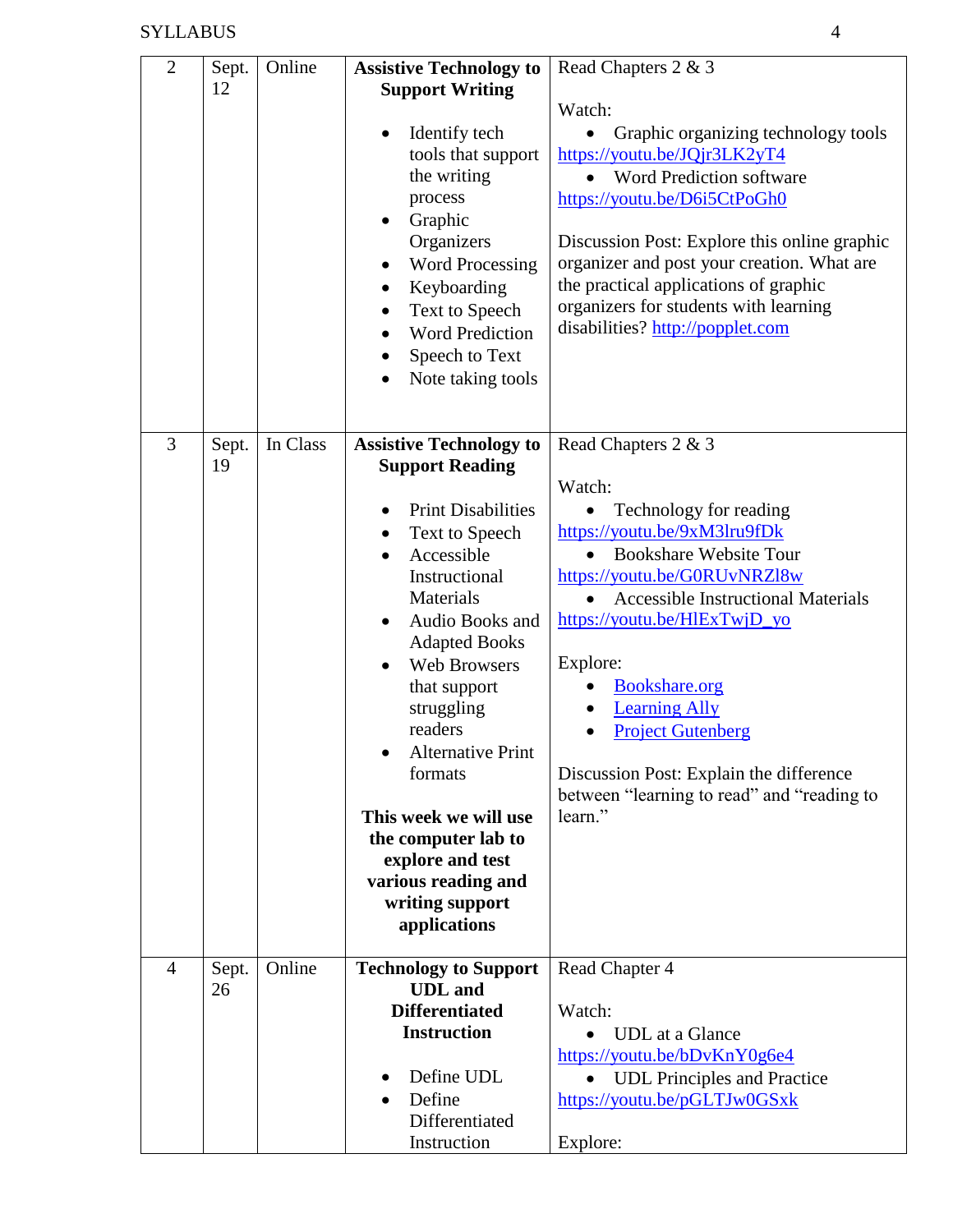| 2 | Sept. 12 | Online | **Assistive Technology to Support Writing**<br><br>• Identify tech tools that support the writing process<br>• Graphic Organizers<br>• Word Processing<br>• Keyboarding<br>• Text to Speech<br>• Word Prediction<br>• Speech to Text<br>• Note taking tools | Read Chapters 2 & 3<br><br>Watch:<br>• Graphic organizing technology tools https://youtu.be/JQjr3LK2yT4<br>• Word Prediction software https://youtu.be/D6i5CtPoGh0<br><br>Discussion Post: Explore this online graphic organizer and post your creation. What are the practical applications of graphic organizers for students with learning disabilities? http://popplet.com |
|---|---|---|---|---|
| 3 | Sept. 19 | In Class | **Assistive Technology to Support Reading**<br><br>• Print Disabilities<br>• Text to Speech<br>• Accessible Instructional Materials<br>• Audio Books and Adapted Books<br>• Web Browsers that support struggling readers<br>• Alternative Print formats<br><br>**This week we will use the computer lab to explore and test various reading and writing support applications** | Read Chapters 2 & 3<br><br>Watch:<br>• Technology for reading https://youtu.be/9xM3lru9fDk<br>• Bookshare Website Tour https://youtu.be/G0RUvNRZl8w<br>• Accessible Instructional Materials https://youtu.be/HlExTwjD_yo<br><br>Explore:<br>• Bookshare.org<br>• Learning Ally<br>• Project Gutenberg<br><br>Discussion Post: Explain the difference between "learning to read" and "reading to learn." |
| 4 | Sept. 26 | Online | **Technology to Support UDL and Differentiated Instruction**<br><br>• Define UDL<br>• Define Differentiated Instruction | Read Chapter 4<br><br>Watch:<br>• UDL at a Glance https://youtu.be/bDvKnY0g6e4<br>• UDL Principles and Practice https://youtu.be/pGLTJw0GSxk<br><br>Explore: |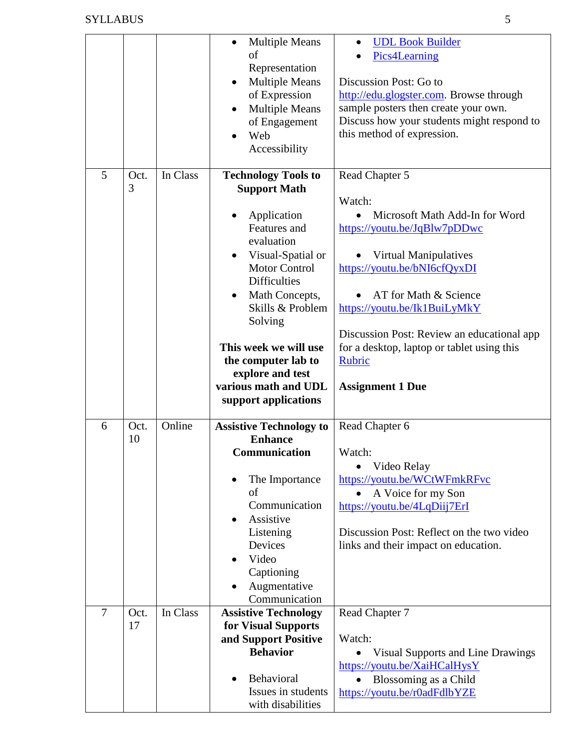| | | | | |
|---|---|---|---|---|
| | | | • Multiple Means of Representation<br>• Multiple Means of Expression<br>• Multiple Means of Engagement<br>• Web Accessibility | • UDL Book Builder<br>• Pics4Learning<br><br>Discussion Post: Go to http://edu.glogster.com. Browse through sample posters then create your own. Discuss how your students might respond to this method of expression. |
| 5 | Oct. 3 | In Class | **Technology Tools to Support Math**<br><br>• Application Features and evaluation<br>• Visual-Spatial or Motor Control Difficulties<br>• Math Concepts, Skills & Problem Solving<br><br>**This week we will use the computer lab to explore and test various math and UDL support applications** | Read Chapter 5<br><br>Watch:<br>• Microsoft Math Add-In for Word https://youtu.be/JqBlw7pDDwc<br><br>• Virtual Manipulatives https://youtu.be/bNI6cfQyxDI<br><br>• AT for Math & Science https://youtu.be/Ik1BuiLyMkY<br><br>Discussion Post: Review an educational app for a desktop, laptop or tablet using this Rubric<br><br>**Assignment 1 Due** |
| 6 | Oct. 10 | Online | **Assistive Technology to Enhance Communication**<br><br>• The Importance of Communication<br>• Assistive Listening Devices<br>• Video Captioning<br>• Augmentative Communication | Read Chapter 6<br><br>Watch:<br>• Video Relay https://youtu.be/WCtWFmkRFvc<br>• A Voice for my Son https://youtu.be/4LqDiij7ErI<br><br>Discussion Post: Reflect on the two video links and their impact on education. |
| 7 | Oct. 17 | In Class | **Assistive Technology for Visual Supports and Support Positive Behavior**<br><br>• Behavioral Issues in students with disabilities | Read Chapter 7<br><br>Watch:<br>• Visual Supports and Line Drawings https://youtu.be/XaiHCalHysY<br>• Blossoming as a Child https://youtu.be/r0adFdlbYZE |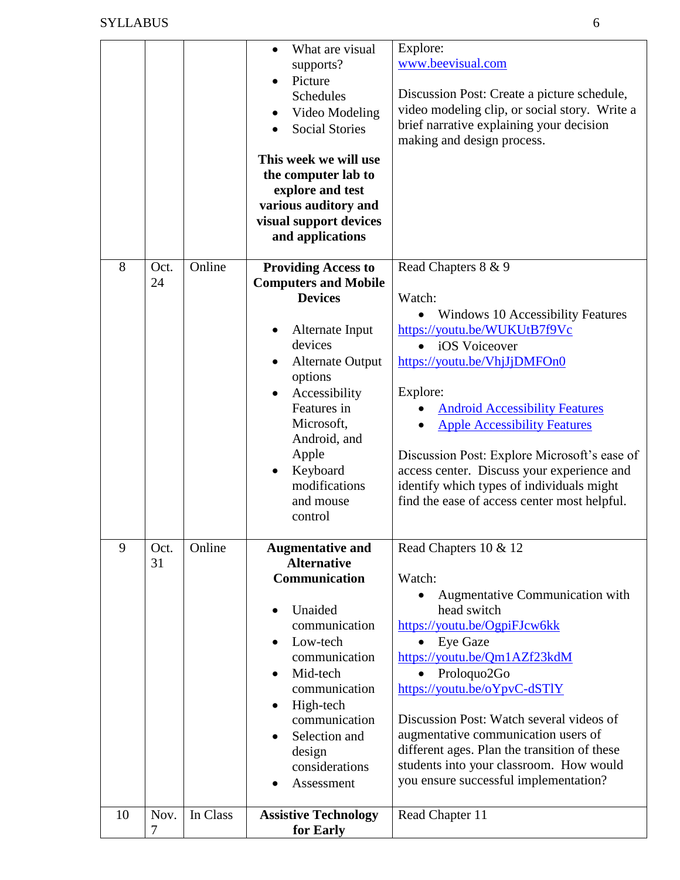| | | | | |
|---|---|---|---|---|
| | | | • What are visual supports?<br>• Picture Schedules<br>• Video Modeling<br>• Social Stories<br><br>**This week we will use the computer lab to explore and test various auditory and visual support devices and applications** | Explore:<br>www.beevisual.com<br><br>Discussion Post: Create a picture schedule, video modeling clip, or social story. Write a brief narrative explaining your decision making and design process. |
| 8 | Oct. 24 | Online | **Providing Access to Computers and Mobile Devices**<br><br>• Alternate Input devices<br>• Alternate Output options<br>• Accessibility Features in Microsoft, Android, and Apple<br>• Keyboard modifications and mouse control | Read Chapters 8 & 9<br><br>Watch:<br>• Windows 10 Accessibility Features<br>https://youtu.be/WUKUtB7f9Vc<br>• iOS Voiceover<br>https://youtu.be/VhjJjDMFOn0<br><br>Explore:<br>• Android Accessibility Features<br>• Apple Accessibility Features<br><br>Discussion Post: Explore Microsoft's ease of access center. Discuss your experience and identify which types of individuals might find the ease of access center most helpful. |
| 9 | Oct. 31 | Online | **Augmentative and Alternative Communication**<br><br>• Unaided communication<br>• Low-tech communication<br>• Mid-tech communication<br>• High-tech communication<br>• Selection and design considerations<br>• Assessment | Read Chapters 10 & 12<br><br>Watch:<br>• Augmentative Communication with head switch<br>https://youtu.be/OgpiFJcw6kk<br>• Eye Gaze<br>https://youtu.be/Qm1AZf23kdM<br>• Proloquo2Go<br>https://youtu.be/oYpvC-dSTlY<br><br>Discussion Post: Watch several videos of augmentative communication users of different ages. Plan the transition of these students into your classroom. How would you ensure successful implementation? |
| 10 | Nov. 7 | In Class | **Assistive Technology for Early** | Read Chapter 11 |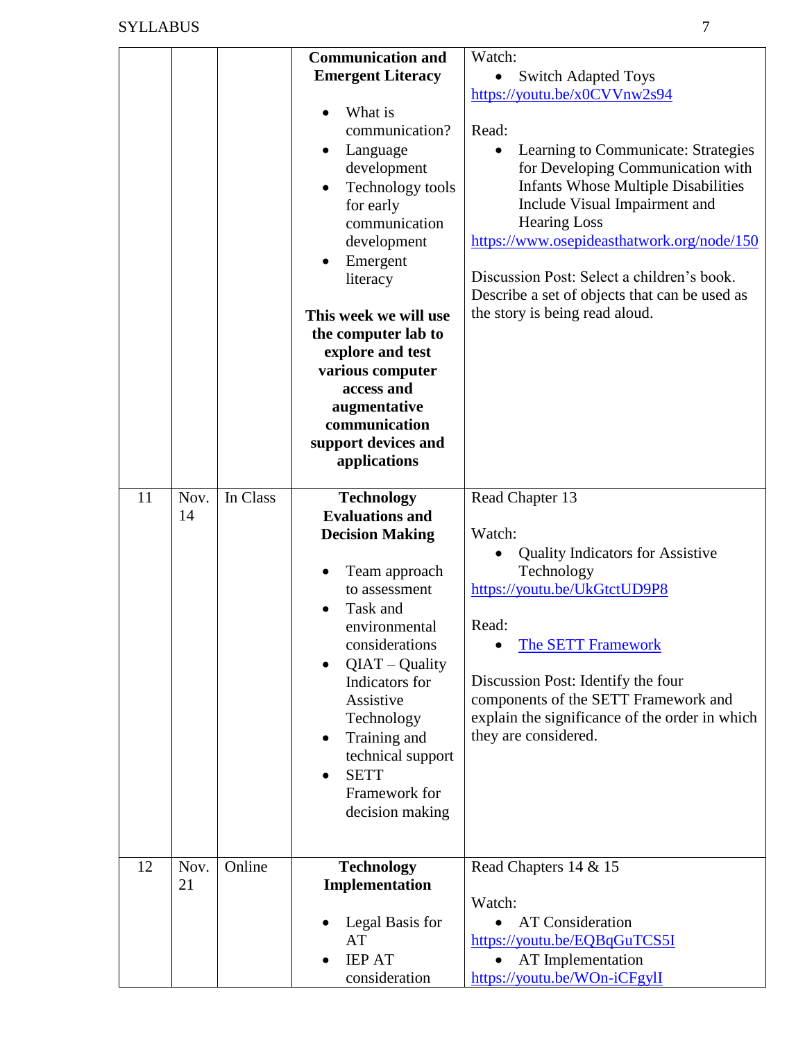| | | | | |
|---|---|---|---|---|
| | | | **Communication and Emergent Literacy**<br><br>• What is communication?<br>• Language development<br>• Technology tools for early communication development<br>• Emergent literacy<br><br>**This week we will use the computer lab to explore and test various computer access and augmentative communication support devices and applications** | Watch:<br>• Switch Adapted Toys<br>https://youtu.be/x0CVVnw2s94<br><br>Read:<br>• Learning to Communicate: Strategies for Developing Communication with Infants Whose Multiple Disabilities Include Visual Impairment and Hearing Loss<br>https://www.osepideasthatwork.org/node/150<br><br>Discussion Post: Select a children's book. Describe a set of objects that can be used as the story is being read aloud. |
| 11 | Nov. 14 | In Class | **Technology Evaluations and Decision Making**<br><br>• Team approach to assessment<br>• Task and environmental considerations<br>• QIAT – Quality Indicators for Assistive Technology<br>• Training and technical support<br>• SETT Framework for decision making | Read Chapter 13<br><br>Watch:<br>• Quality Indicators for Assistive Technology<br>https://youtu.be/UkGtctUD9P8<br><br>Read:<br>• The SETT Framework<br><br>Discussion Post: Identify the four components of the SETT Framework and explain the significance of the order in which they are considered. |
| 12 | Nov. 21 | Online | **Technology Implementation**<br><br>• Legal Basis for AT<br>• IEP AT consideration | Read Chapters 14 & 15<br><br>Watch:<br>• AT Consideration<br>https://youtu.be/EQBqGuTCS5I<br>• AT Implementation<br>https://youtu.be/WOn-iCFgylI |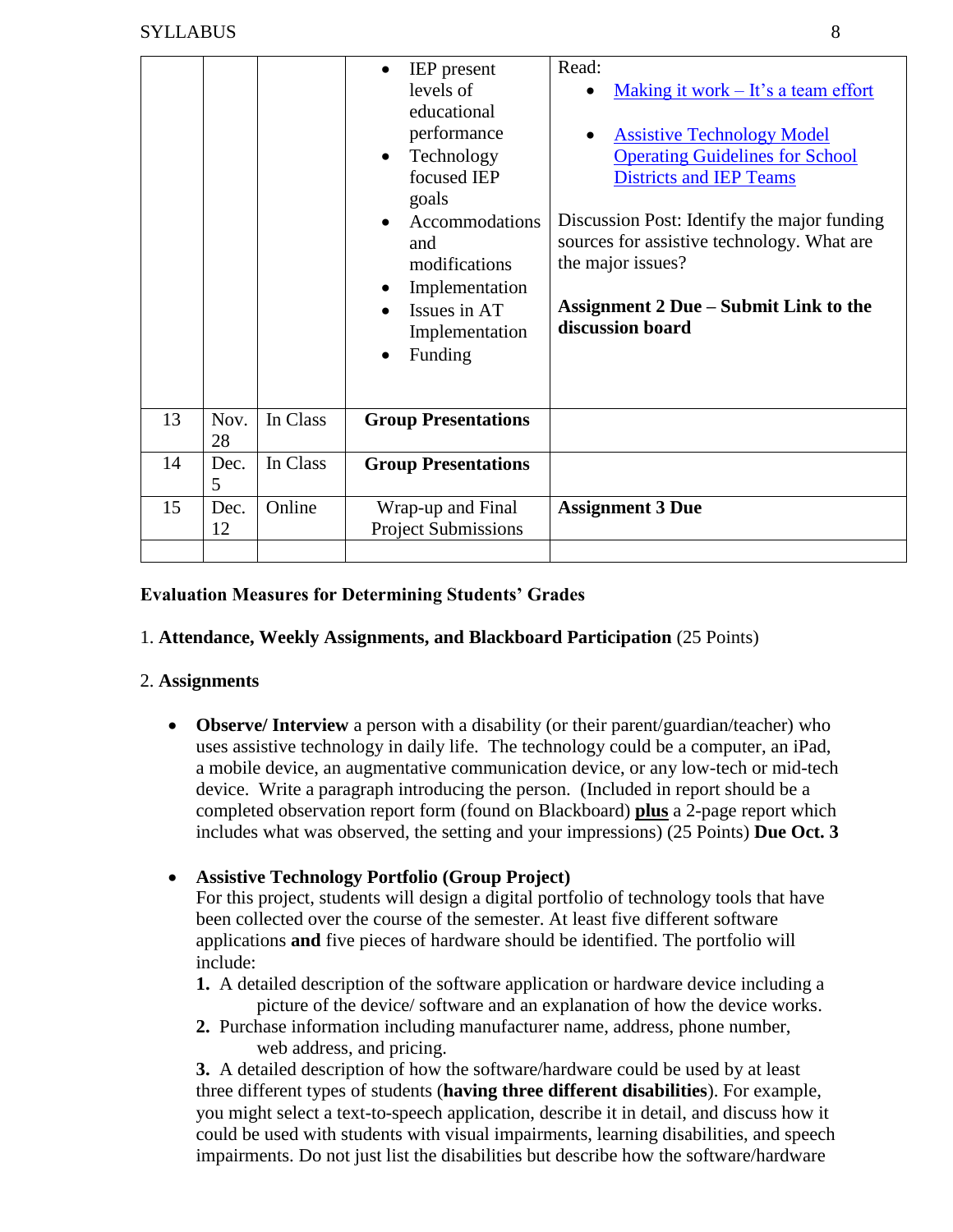| | | | | |
|---|---|---|---|---|
| | | | • IEP present levels of educational performance<br>• Technology focused IEP goals<br>• Accommodations and modifications<br>• Implementation<br>• Issues in AT Implementation<br>• Funding | Read:<br>• Making it work – It's a team effort<br>• Assistive Technology Model Operating Guidelines for School Districts and IEP Teams<br><br>Discussion Post: Identify the major funding sources for assistive technology. What are the major issues?<br><br>**Assignment 2 Due – Submit Link to the discussion board** |
| 13 | Nov. 28 | In Class | **Group Presentations** | |
| 14 | Dec. 5 | In Class | **Group Presentations** | |
| 15 | Dec. 12 | Online | Wrap-up and Final Project Submissions | **Assignment 3 Due** |
| | | | | |

**Evaluation Measures for Determining Students' Grades**

1. **Attendance, Weekly Assignments, and Blackboard Participation** (25 Points)

2. **Assignments**

- **Observe/ Interview** a person with a disability (or their parent/guardian/teacher) who uses assistive technology in daily life. The technology could be a computer, an iPad, a mobile device, an augmentative communication device, or any low-tech or mid-tech device. Write a paragraph introducing the person. (Included in report should be a completed observation report form (found on Blackboard) **plus** a 2-page report which includes what was observed, the setting and your impressions) (25 Points) **Due Oct. 3**

- **Assistive Technology Portfolio (Group Project)**
  For this project, students will design a digital portfolio of technology tools that have been collected over the course of the semester. At least five different software applications **and** five pieces of hardware should be identified. The portfolio will include:
  **1.** A detailed description of the software application or hardware device including a picture of the device/ software and an explanation of how the device works.
  **2.** Purchase information including manufacturer name, address, phone number, web address, and pricing.
  **3.** A detailed description of how the software/hardware could be used by at least three different types of students (**having three different disabilities**). For example, you might select a text-to-speech application, describe it in detail, and discuss how it could be used with students with visual impairments, learning disabilities, and speech impairments. Do not just list the disabilities but describe how the software/hardware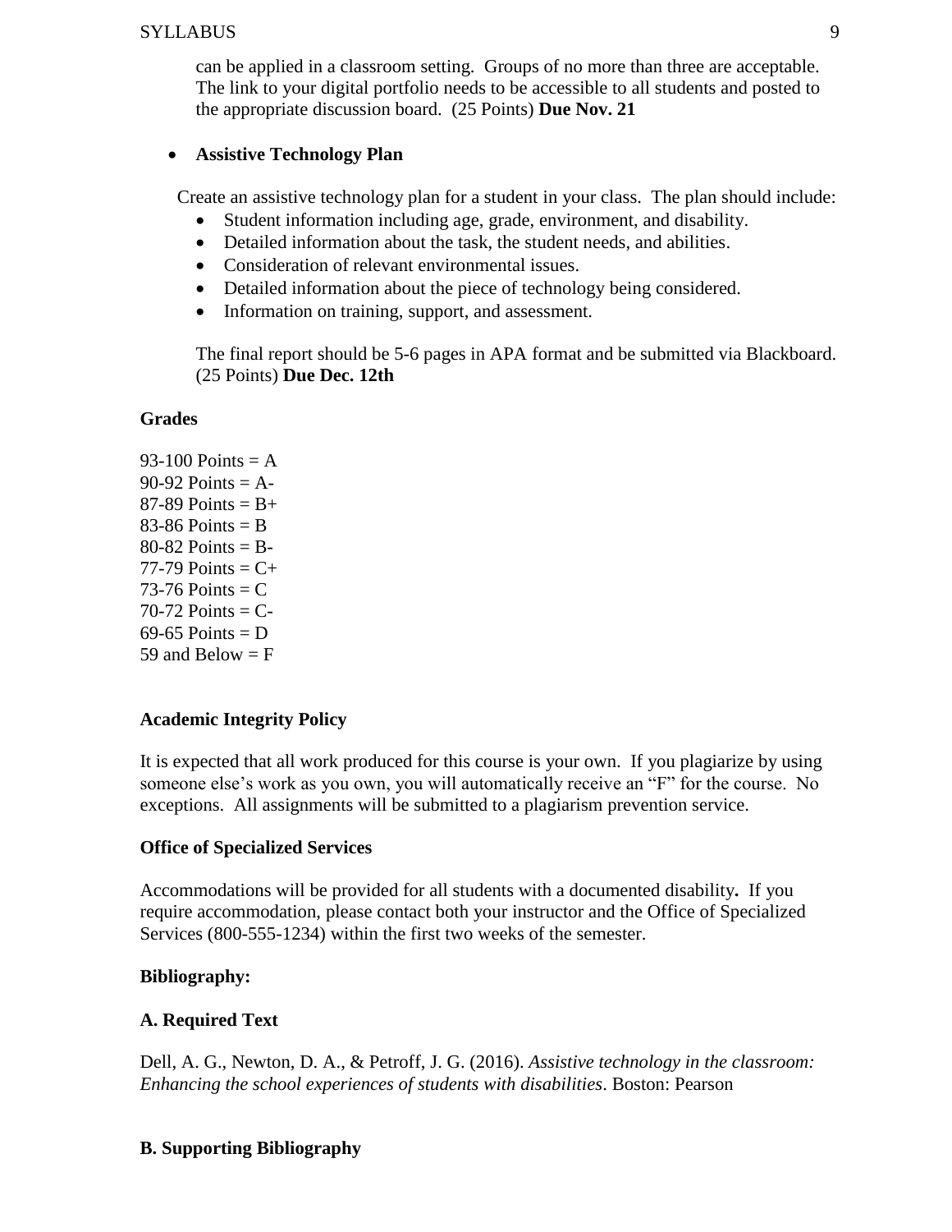can be applied in a classroom setting. Groups of no more than three are acceptable. The link to your digital portfolio needs to be accessible to all students and posted to the appropriate discussion board. (25 Points) **Due Nov. 21**

- **Assistive Technology Plan**

Create an assistive technology plan for a student in your class. The plan should include:

- Student information including age, grade, environment, and disability.
- Detailed information about the task, the student needs, and abilities.
- Consideration of relevant environmental issues.
- Detailed information about the piece of technology being considered.
- Information on training, support, and assessment.

The final report should be 5-6 pages in APA format and be submitted via Blackboard. (25 Points) **Due Dec. 12th**

**Grades**

93-100 Points = A
90-92 Points = A-
87-89 Points = B+
83-86 Points = B
80-82 Points = B-
77-79 Points = C+
73-76 Points = C
70-72 Points = C-
69-65 Points = D
59 and Below = F

**Academic Integrity Policy**

It is expected that all work produced for this course is your own. If you plagiarize by using someone else's work as you own, you will automatically receive an "F" for the course. No exceptions. All assignments will be submitted to a plagiarism prevention service.

**Office of Specialized Services**

Accommodations will be provided for all students with a documented disability**.** If you require accommodation, please contact both your instructor and the Office of Specialized Services (800-555-1234) within the first two weeks of the semester.

**Bibliography:**

**A. Required Text**

Dell, A. G., Newton, D. A., & Petroff, J. G. (2016). *Assistive technology in the classroom: Enhancing the school experiences of students with disabilities*. Boston: Pearson

**B. Supporting Bibliography**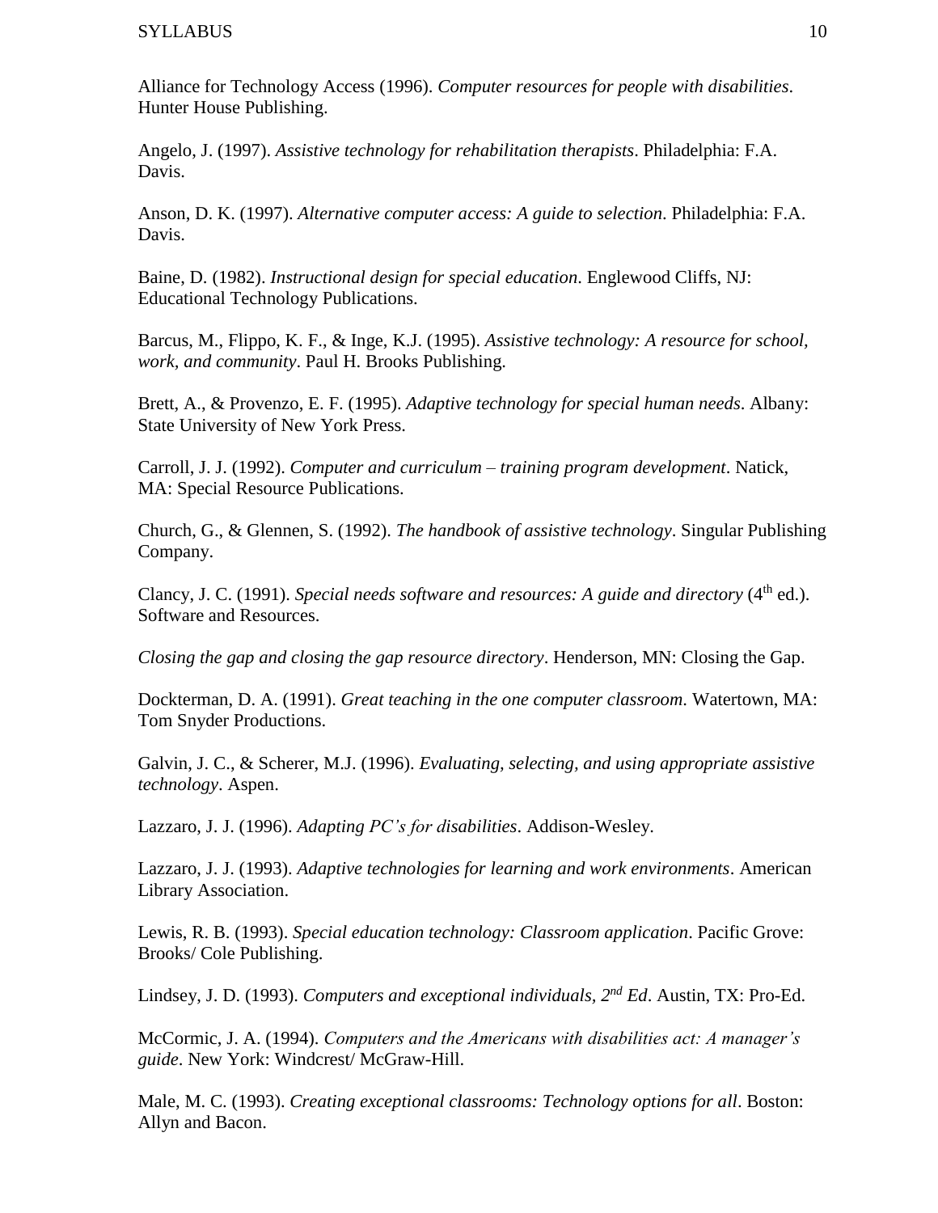Alliance for Technology Access (1996). *Computer resources for people with disabilities*. Hunter House Publishing.

Angelo, J. (1997). *Assistive technology for rehabilitation therapists*. Philadelphia: F.A. Davis.

Anson, D. K. (1997). *Alternative computer access: A guide to selection*. Philadelphia: F.A. Davis.

Baine, D. (1982). *Instructional design for special education*. Englewood Cliffs, NJ: Educational Technology Publications.

Barcus, M., Flippo, K. F., & Inge, K.J. (1995). *Assistive technology: A resource for school, work, and community*. Paul H. Brooks Publishing.

Brett, A., & Provenzo, E. F. (1995). *Adaptive technology for special human needs*. Albany: State University of New York Press.

Carroll, J. J. (1992). *Computer and curriculum – training program development*. Natick, MA: Special Resource Publications.

Church, G., & Glennen, S. (1992). *The handbook of assistive technology*. Singular Publishing Company.

Clancy, J. C. (1991). *Special needs software and resources: A guide and directory* (4th ed.). Software and Resources.

*Closing the gap and closing the gap resource directory*. Henderson, MN: Closing the Gap.

Dockterman, D. A. (1991). *Great teaching in the one computer classroom*. Watertown, MA: Tom Snyder Productions.

Galvin, J. C., & Scherer, M.J. (1996). *Evaluating, selecting, and using appropriate assistive technology*. Aspen.

Lazzaro, J. J. (1996). *Adapting PC's for disabilities*. Addison-Wesley.

Lazzaro, J. J. (1993). *Adaptive technologies for learning and work environments*. American Library Association.

Lewis, R. B. (1993). *Special education technology: Classroom application*. Pacific Grove: Brooks/ Cole Publishing.

Lindsey, J. D. (1993). *Computers and exceptional individuals, 2nd Ed*. Austin, TX: Pro-Ed.

McCormic, J. A. (1994). *Computers and the Americans with disabilities act: A manager's guide*. New York: Windcrest/ McGraw-Hill.

Male, M. C. (1993). *Creating exceptional classrooms: Technology options for all*. Boston: Allyn and Bacon.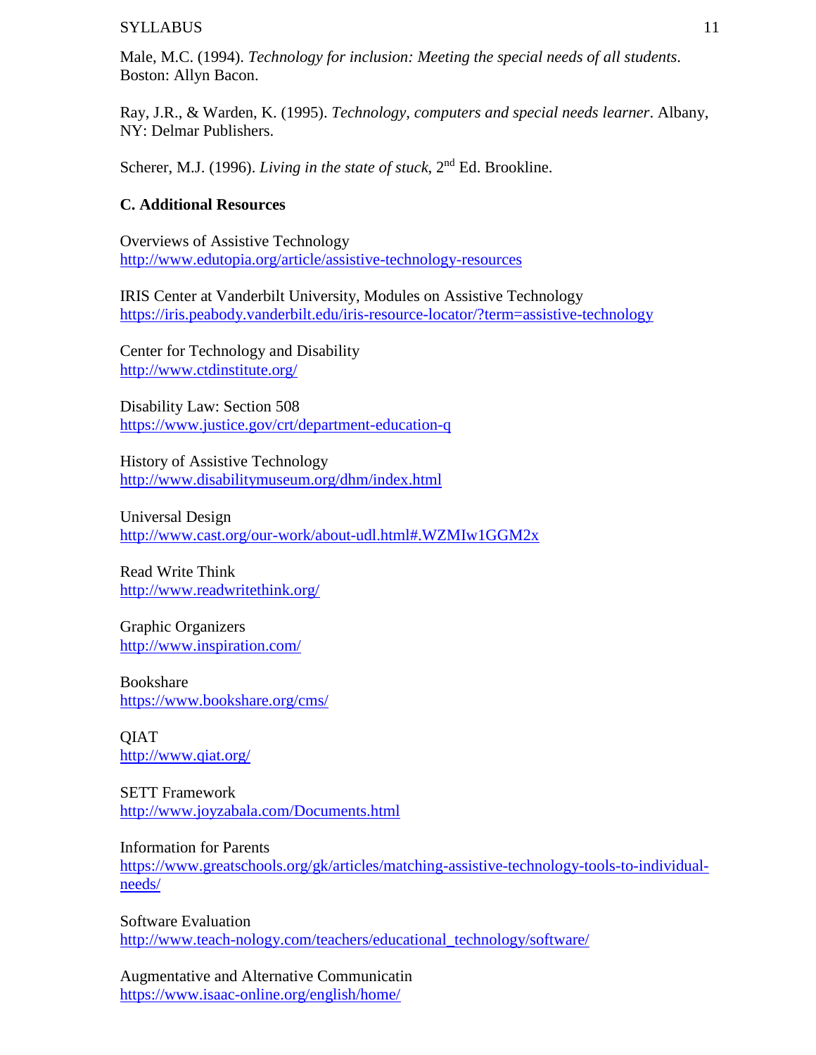Male, M.C. (1994). *Technology for inclusion: Meeting the special needs of all students*. Boston: Allyn Bacon.

Ray, J.R., & Warden, K. (1995). *Technology, computers and special needs learner*. Albany, NY: Delmar Publishers.

Scherer, M.J. (1996). *Living in the state of stuck*, 2nd Ed. Brookline.

**C. Additional Resources**

Overviews of Assistive Technology
http://www.edutopia.org/article/assistive-technology-resources

IRIS Center at Vanderbilt University, Modules on Assistive Technology
https://iris.peabody.vanderbilt.edu/iris-resource-locator/?term=assistive-technology

Center for Technology and Disability
http://www.ctdinstitute.org/

Disability Law: Section 508
https://www.justice.gov/crt/department-education-q

History of Assistive Technology
http://www.disabilitymuseum.org/dhm/index.html

Universal Design
http://www.cast.org/our-work/about-udl.html#.WZMIw1GGM2x

Read Write Think
http://www.readwritethink.org/

Graphic Organizers
http://www.inspiration.com/

Bookshare
https://www.bookshare.org/cms/

QIAT
http://www.qiat.org/

SETT Framework
http://www.joyzabala.com/Documents.html

Information for Parents
https://www.greatschools.org/gk/articles/matching-assistive-technology-tools-to-individual-needs/

Software Evaluation
http://www.teach-nology.com/teachers/educational_technology/software/

Augmentative and Alternative Communicatin
https://www.isaac-online.org/english/home/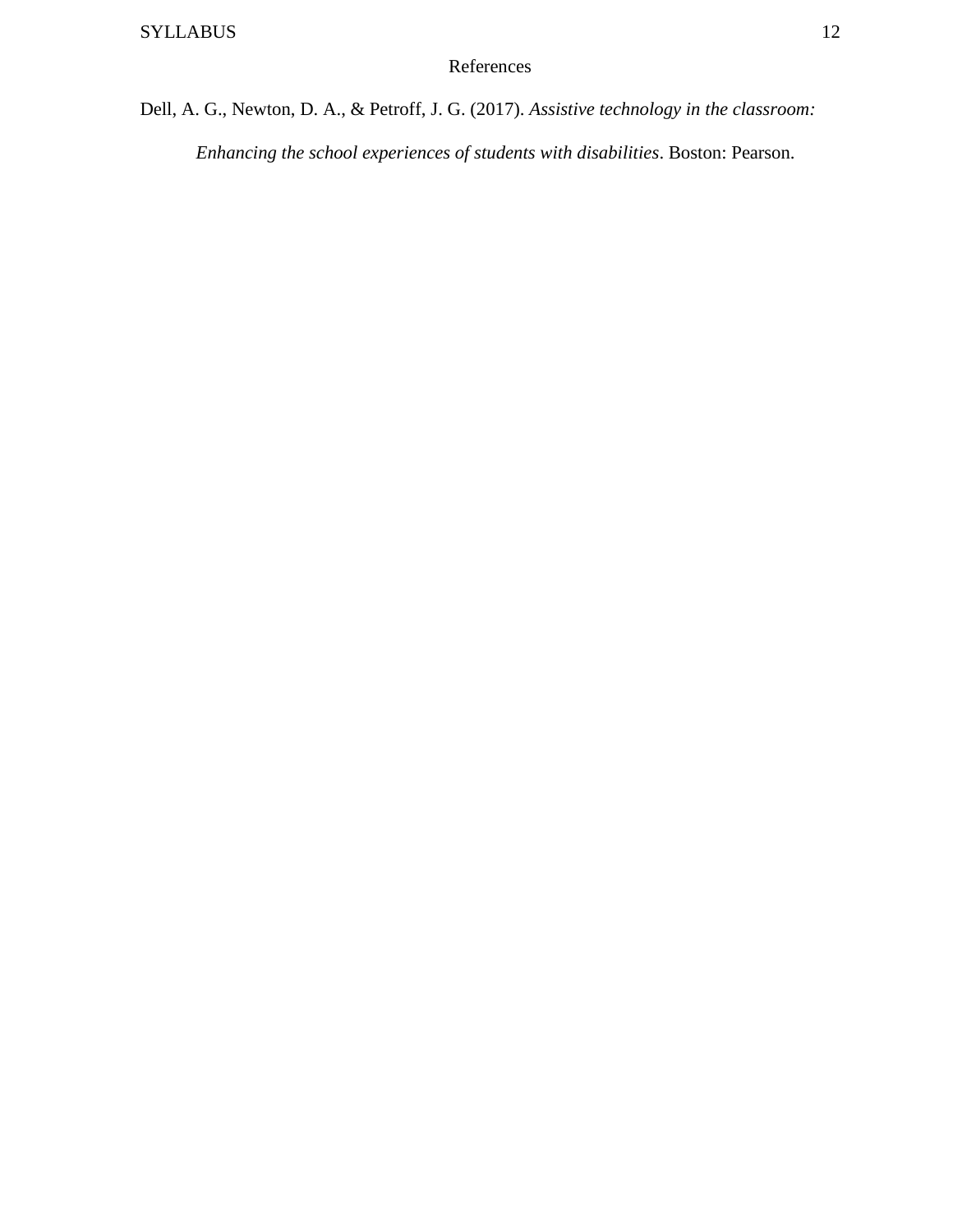# References

Dell, A. G., Newton, D. A., & Petroff, J. G. (2017). *Assistive technology in the classroom: Enhancing the school experiences of students with disabilities*. Boston: Pearson.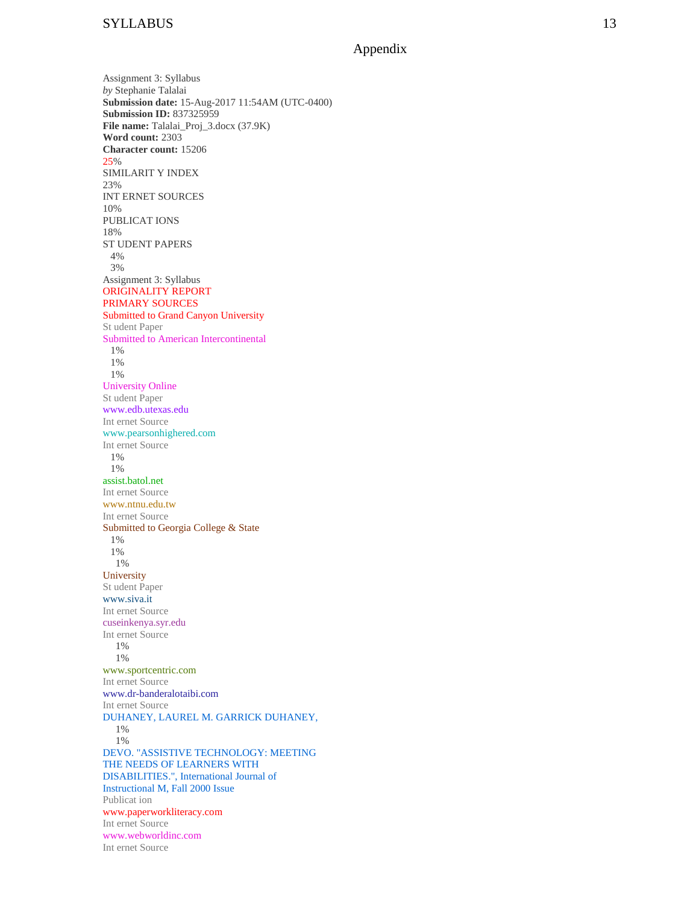# Appendix

Assignment 3: Syllabus
*by* Stephanie Talalai
**Submission date:** 15-Aug-2017 11:54AM (UTC-0400)
**Submission ID:** 837325959
**File name:** Talalai_Proj_3.docx (37.9K)
**Word count:** 2303
**Character count:** 15206

25%
SIMILARIT Y INDEX
23%
INT ERNET SOURCES
10%
PUBLICAT IONS
18%
ST UDENT PAPERS
4%
3%

Assignment 3: Syllabus
ORIGINALITY REPORT
PRIMARY SOURCES
Submitted to Grand Canyon University
St udent Paper
Submitted to American Intercontinental
1%
1%
1%
University Online
St udent Paper
www.edb.utexas.edu
Int ernet Source
www.pearsonhighered.com
Int ernet Source
1%
1%
assist.batol.net
Int ernet Source
www.ntnu.edu.tw
Int ernet Source
Submitted to Georgia College & State
1%
1%
1%
University
St udent Paper
www.siva.it
Int ernet Source
cuseinkenya.syr.edu
Int ernet Source
1%
1%
www.sportcentric.com
Int ernet Source
www.dr-banderalotaibi.com
Int ernet Source
DUHANEY, LAUREL M. GARRICK DUHANEY,
1%
1%
DEVO. "ASSISTIVE TECHNOLOGY: MEETING THE NEEDS OF LEARNERS WITH DISABILITIES.", International Journal of Instructional M, Fall 2000 Issue
Publicat ion
www.paperworkliteracy.com
Int ernet Source
www.webworldinc.com
Int ernet Source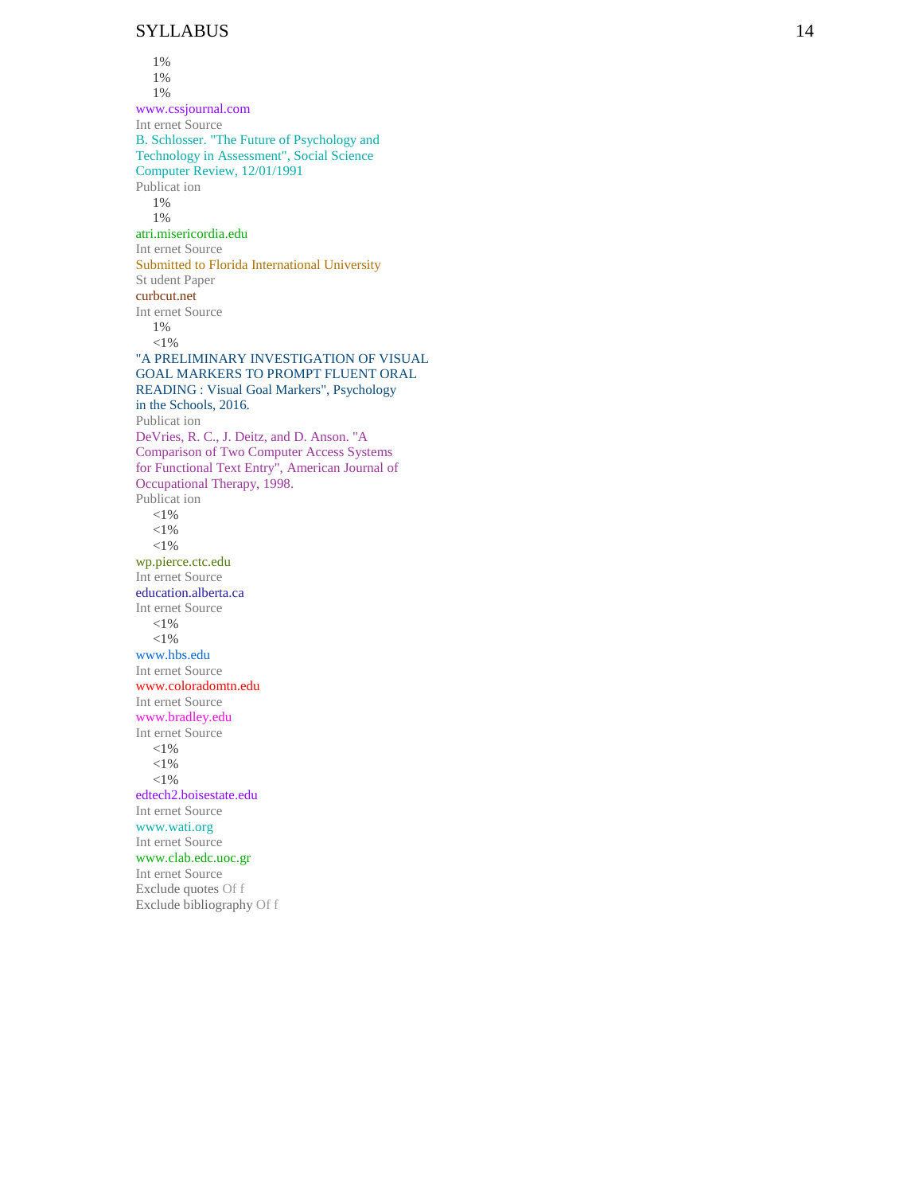1%

1%

1%

www.cssjournal.com

Int ernet Source

B. Schlosser. "The Future of Psychology and Technology in Assessment", Social Science Computer Review, 12/01/1991

Publicat ion

1%

1%

atri.misericordia.edu

Int ernet Source

Submitted to Florida International University

St udent Paper

curbcut.net

Int ernet Source

1%

<1%

"A PRELIMINARY INVESTIGATION OF VISUAL GOAL MARKERS TO PROMPT FLUENT ORAL READING : Visual Goal Markers", Psychology in the Schools, 2016.

Publicat ion

DeVries, R. C., J. Deitz, and D. Anson. "A Comparison of Two Computer Access Systems for Functional Text Entry", American Journal of Occupational Therapy, 1998.

Publicat ion

<1%

<1%

<1%

wp.pierce.ctc.edu

Int ernet Source

education.alberta.ca

Int ernet Source

<1%

<1%

www.hbs.edu

Int ernet Source

www.coloradomtn.edu

Int ernet Source

www.bradley.edu

Int ernet Source

<1%

<1%

<1%

edtech2.boisestate.edu

Int ernet Source

www.wati.org

Int ernet Source

www.clab.edc.uoc.gr

Int ernet Source

Exclude quotes Of f

Exclude bibliography Of f